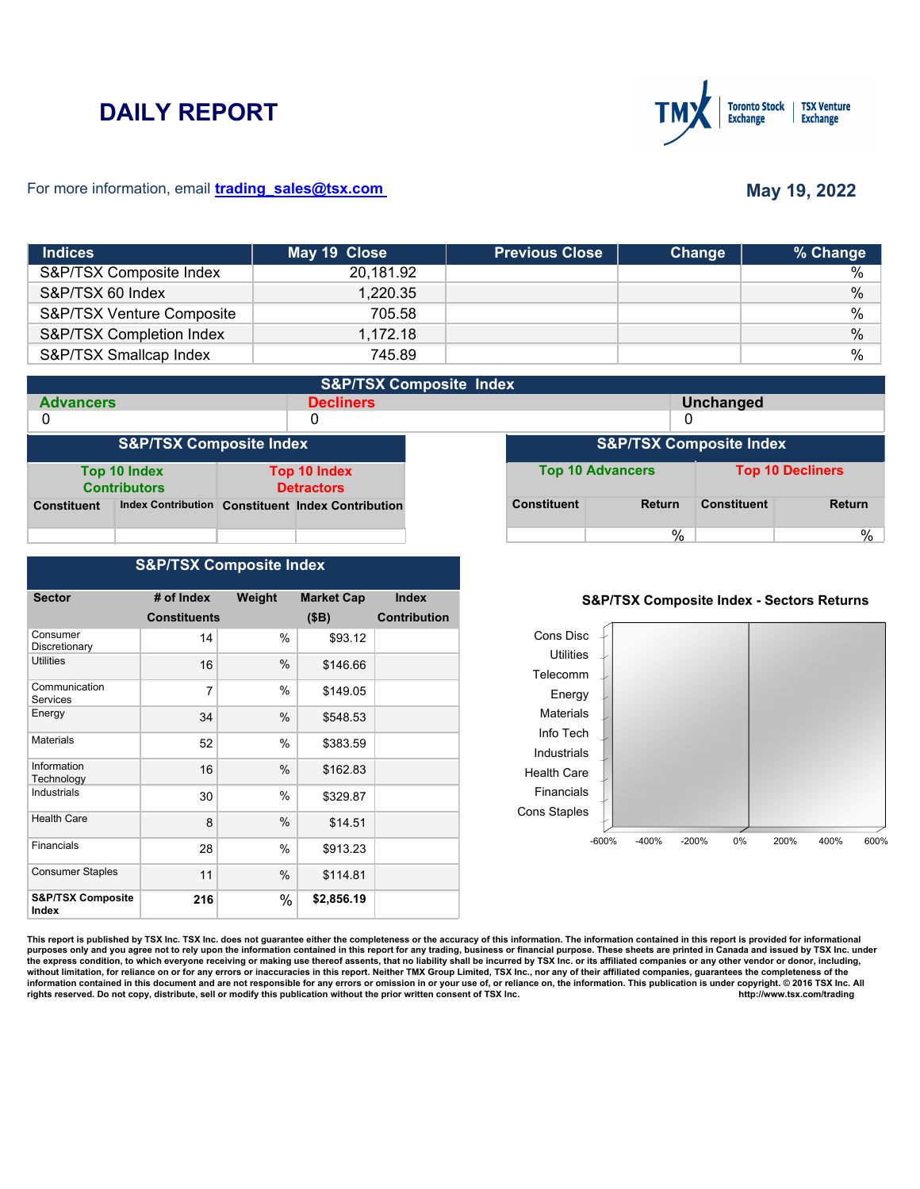# DAILY REPORT

For more information, email trading_sales@tsx.com

**May 19, 2022**

| Indices | May 19 Close | Previous Close | Change | % Change |
|---|---|---|---|---|
| S&P/TSX Composite Index | 20,181.92 | | | % |
| S&P/TSX 60 Index | 1,220.35 | | | % |
| S&P/TSX Venture Composite | 705.58 | | | % |
| S&P/TSX Completion Index | 1,172.18 | | | % |
| S&P/TSX Smallcap Index | 745.89 | | | % |

## S&P/TSX Composite Index

| Advancers | Decliners | Unchanged |
|---|---|---|
| 0 | 0 | 0 |

## S&P/TSX Composite Index

| Top 10 Index Contributors | | Top 10 Index Detractors | |
|---|---|---|---|
| Constituent | Index Contribution | Constituent | Index Contribution |
| | | | |

## S&P/TSX Composite Index

| Top 10 Advancers | | Top 10 Decliners | |
|---|---|---|---|
| Constituent | Return | Constituent | Return |
| | % | | % |

## S&P/TSX Composite Index

| Sector | # of Index Constituents | Weight | Market Cap ($B) | Index Contribution |
|---|---|---|---|---|
| Consumer Discretionary | 14 | % | $93.12 | |
| Utilities | 16 | % | $146.66 | |
| Communication Services | 7 | % | $149.05 | |
| Energy | 34 | % | $548.53 | |
| Materials | 52 | % | $383.59 | |
| Information Technology | 16 | % | $162.83 | |
| Industrials | 30 | % | $329.87 | |
| Health Care | 8 | % | $14.51 | |
| Financials | 28 | % | $913.23 | |
| Consumer Staples | 11 | % | $114.81 | |
| **S&P/TSX Composite Index** | **216** | % | **$2,856.19** | |

**S&P/TSX Composite Index - Sectors Returns**

Cons Disc, Utilities, Telecomm, Energy, Materials, Info Tech, Industrials, Health Care, Financials, Cons Staples

-600% -400% -200% 0% 200% 400% 600%

This report is published by TSX Inc. TSX Inc. does not guarantee either the completeness or the accuracy of this information. The information contained in this report is provided for informational purposes only and you agree not to rely upon the information contained in this report for any trading, business or financial purpose. These sheets are printed in Canada and issued by TSX Inc. under the express condition, to which everyone receiving or making use thereof assents, that no liability shall be incurred by TSX Inc. or its affiliated companies or any other vendor or donor, including, without limitation, for reliance on or for any errors or inaccuracies in this report. Neither TMX Group Limited, TSX Inc., nor any of their affiliated companies, guarantees the completeness of the information contained in this document and are not responsible for any errors or omission in or your use of, or reliance on, the information. This publication is under copyright. © 2016 TSX Inc. All rights reserved. Do not copy, distribute, sell or modify this publication without the prior written consent of TSX Inc. http://www.tsx.com/trading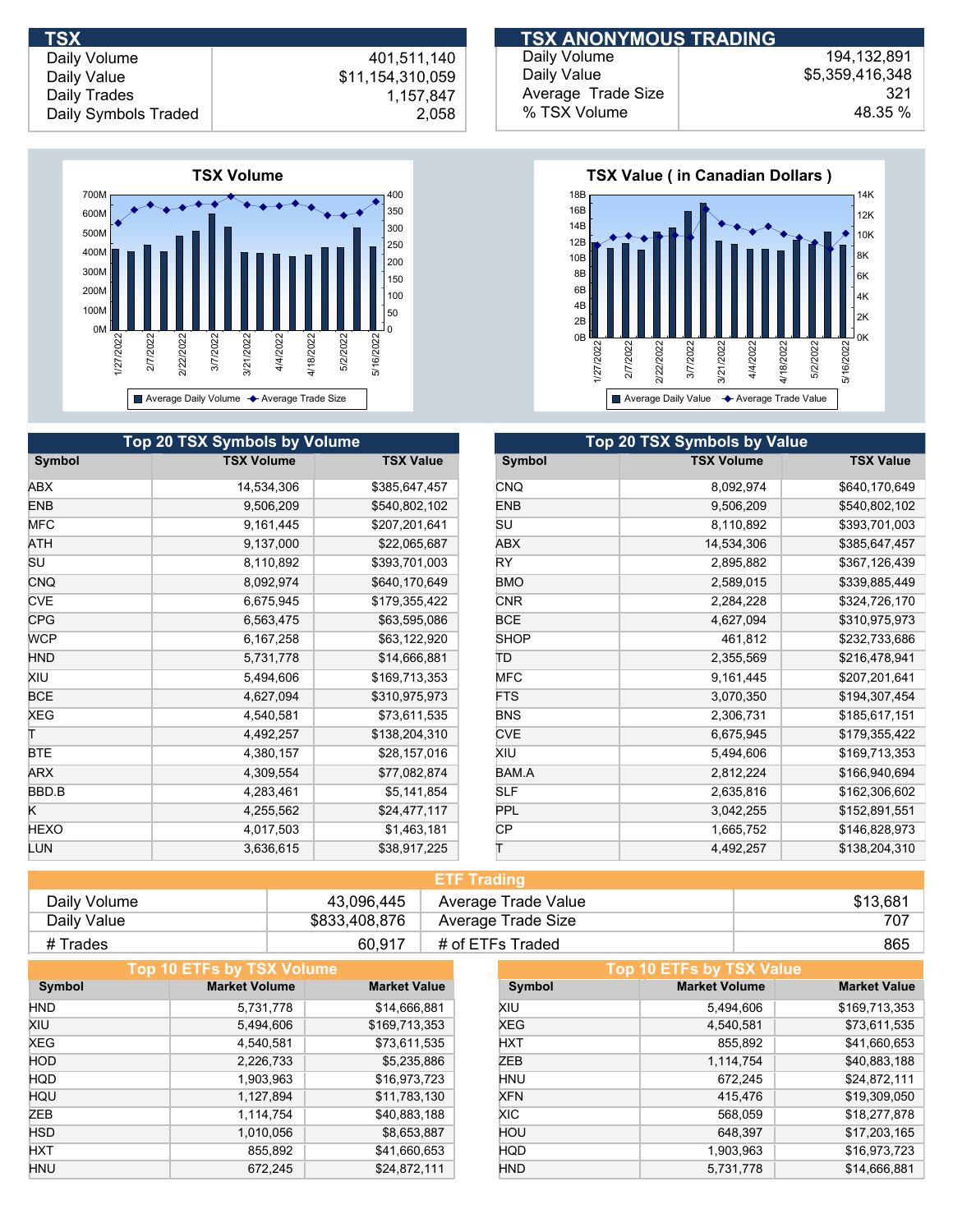## TSX

| | |
|---|---|
| Daily Volume | 401,511,140 |
| Daily Value | $11,154,310,059 |
| Daily Trades | 1,157,847 |
| Daily Symbols Traded | 2,058 |

## TSX ANONYMOUS TRADING

| | |
|---|---|
| Daily Volume | 194,132,891 |
| Daily Value | $5,359,416,348 |
| Average Trade Size | 321 |
| % TSX Volume | 48.35 % |

### TSX Volume

Average Daily Volume / Average Trade Size

### TSX Value ( in Canadian Dollars )

Average Daily Value / Average Trade Value

## Top 20 TSX Symbols by Volume

| Symbol | TSX Volume | TSX Value |
|---|---|---|
| ABX | 14,534,306 | $385,647,457 |
| ENB | 9,506,209 | $540,802,102 |
| MFC | 9,161,445 | $207,201,641 |
| ATH | 9,137,000 | $22,065,687 |
| SU | 8,110,892 | $393,701,003 |
| CNQ | 8,092,974 | $640,170,649 |
| CVE | 6,675,945 | $179,355,422 |
| CPG | 6,563,475 | $63,595,086 |
| WCP | 6,167,258 | $63,122,920 |
| HND | 5,731,778 | $14,666,881 |
| XIU | 5,494,606 | $169,713,353 |
| BCE | 4,627,094 | $310,975,973 |
| XEG | 4,540,581 | $73,611,535 |
| T | 4,492,257 | $138,204,310 |
| BTE | 4,380,157 | $28,157,016 |
| ARX | 4,309,554 | $77,082,874 |
| BBD.B | 4,283,461 | $5,141,854 |
| K | 4,255,562 | $24,477,117 |
| HEXO | 4,017,503 | $1,463,181 |
| LUN | 3,636,615 | $38,917,225 |

## Top 20 TSX Symbols by Value

| Symbol | TSX Volume | TSX Value |
|---|---|---|
| CNQ | 8,092,974 | $640,170,649 |
| ENB | 9,506,209 | $540,802,102 |
| SU | 8,110,892 | $393,701,003 |
| ABX | 14,534,306 | $385,647,457 |
| RY | 2,895,882 | $367,126,439 |
| BMO | 2,589,015 | $339,885,449 |
| CNR | 2,284,228 | $324,726,170 |
| BCE | 4,627,094 | $310,975,973 |
| SHOP | 461,812 | $232,733,686 |
| TD | 2,355,569 | $216,478,941 |
| MFC | 9,161,445 | $207,201,641 |
| FTS | 3,070,350 | $194,307,454 |
| BNS | 2,306,731 | $185,617,151 |
| CVE | 6,675,945 | $179,355,422 |
| XIU | 5,494,606 | $169,713,353 |
| BAM.A | 2,812,224 | $166,940,694 |
| SLF | 2,635,816 | $162,306,602 |
| PPL | 3,042,255 | $152,891,551 |
| CP | 1,665,752 | $146,828,973 |
| T | 4,492,257 | $138,204,310 |

## ETF Trading

| | | | |
|---|---|---|---|
| Daily Volume | 43,096,445 | Average Trade Value | $13,681 |
| Daily Value | $833,408,876 | Average Trade Size | 707 |
| # Trades | 60,917 | # of ETFs Traded | 865 |

## Top 10 ETFs by TSX Volume

| Symbol | Market Volume | Market Value |
|---|---|---|
| HND | 5,731,778 | $14,666,881 |
| XIU | 5,494,606 | $169,713,353 |
| XEG | 4,540,581 | $73,611,535 |
| HOD | 2,226,733 | $5,235,886 |
| HQD | 1,903,963 | $16,973,723 |
| HQU | 1,127,894 | $11,783,130 |
| ZEB | 1,114,754 | $40,883,188 |
| HSD | 1,010,056 | $8,653,887 |
| HXT | 855,892 | $41,660,653 |
| HNU | 672,245 | $24,872,111 |

## Top 10 ETFs by TSX Value

| Symbol | Market Volume | Market Value |
|---|---|---|
| XIU | 5,494,606 | $169,713,353 |
| XEG | 4,540,581 | $73,611,535 |
| HXT | 855,892 | $41,660,653 |
| ZEB | 1,114,754 | $40,883,188 |
| HNU | 672,245 | $24,872,111 |
| XFN | 415,476 | $19,309,050 |
| XIC | 568,059 | $18,277,878 |
| HOU | 648,397 | $17,203,165 |
| HQD | 1,903,963 | $16,973,723 |
| HND | 5,731,778 | $14,666,881 |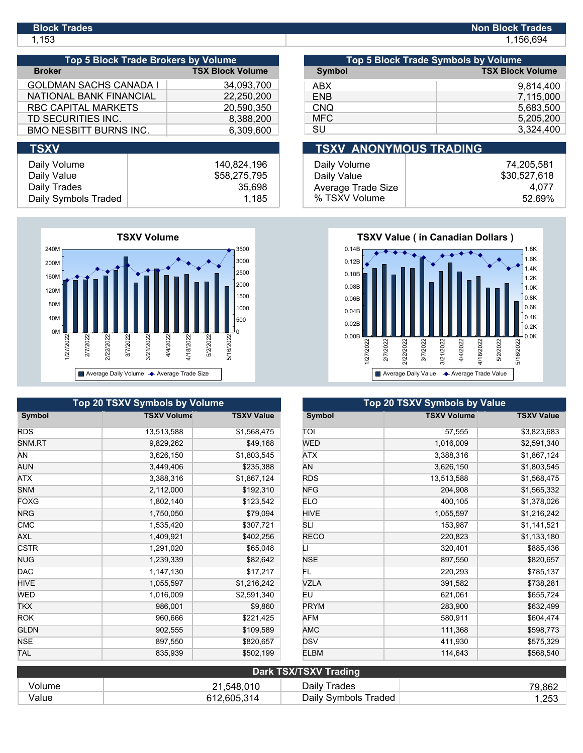| Block Trades | Non Block Trades |
|---|---|
| 1,153 | 1,156,694 |

## Top 5 Block Trade Brokers by Volume

| Broker | TSX Block Volume |
|---|---|
| GOLDMAN SACHS CANADA I | 34,093,700 |
| NATIONAL BANK FINANCIAL | 22,250,200 |
| RBC CAPITAL MARKETS | 20,590,350 |
| TD SECURITIES INC. | 8,388,200 |
| BMO NESBITT BURNS INC. | 6,309,600 |

## Top 5 Block Trade Symbols by Volume

| Symbol | TSX Block Volume |
|---|---|
| ABX | 9,814,400 |
| ENB | 7,115,000 |
| CNQ | 5,683,500 |
| MFC | 5,205,200 |
| SU | 3,324,400 |

## TSXV

| | |
|---|---|
| Daily Volume | 140,824,196 |
| Daily Value | $58,275,795 |
| Daily Trades | 35,698 |
| Daily Symbols Traded | 1,185 |

## TSXV ANONYMOUS TRADING

| | |
|---|---|
| Daily Volume | 74,205,581 |
| Daily Value | $30,527,618 |
| Average Trade Size | 4,077 |
| % TSXV Volume | 52.69% |

TSXV Volume

240M 200M 160M 120M 80M 40M 0M

3500 3000 2500 2000 1500 1000 500 0

1/27/2022 2/7/2022 2/22/2022 3/7/2022 3/21/2022 4/4/2022 4/18/2022 5/2/2022 5/16/2022

Average Daily Volume — Average Trade Size

TSXV Value ( in Canadian Dollars )

0.14B 0.12B 0.10B 0.08B 0.06B 0.04B 0.02B 0.00B

1.8K 1.6K 1.4K 1.2K 1.0K 0.8K 0.6K 0.4K 0.2K 0.0K

1/27/2022 2/7/2022 2/22/2022 3/7/2022 3/21/2022 4/4/2022 4/18/2022 5/2/2022 5/16/2022

Average Daily Value — Average Trade Value

## Top 20 TSXV Symbols by Volume

| Symbol | TSXV Volume | TSXV Value |
|---|---|---|
| RDS | 13,513,588 | $1,568,475 |
| SNM.RT | 9,829,262 | $49,168 |
| AN | 3,626,150 | $1,803,545 |
| AUN | 3,449,406 | $235,388 |
| ATX | 3,388,316 | $1,867,124 |
| SNM | 2,112,000 | $192,310 |
| FOXG | 1,802,140 | $123,542 |
| NRG | 1,750,050 | $79,094 |
| CMC | 1,535,420 | $307,721 |
| AXL | 1,409,921 | $402,256 |
| CSTR | 1,291,020 | $65,048 |
| NUG | 1,239,339 | $82,642 |
| DAC | 1,147,130 | $17,217 |
| HIVE | 1,055,597 | $1,216,242 |
| WED | 1,016,009 | $2,591,340 |
| TKX | 986,001 | $9,860 |
| ROK | 960,666 | $221,425 |
| GLDN | 902,555 | $109,589 |
| NSE | 897,550 | $820,657 |
| TAL | 835,939 | $502,199 |

## Top 20 TSXV Symbols by Value

| Symbol | TSXV Volume | TSXV Value |
|---|---|---|
| TOI | 57,555 | $3,823,683 |
| WED | 1,016,009 | $2,591,340 |
| ATX | 3,388,316 | $1,867,124 |
| AN | 3,626,150 | $1,803,545 |
| RDS | 13,513,588 | $1,568,475 |
| NFG | 204,908 | $1,565,332 |
| ELO | 400,105 | $1,378,026 |
| HIVE | 1,055,597 | $1,216,242 |
| SLI | 153,987 | $1,141,521 |
| RECO | 220,823 | $1,133,180 |
| LI | 320,401 | $885,436 |
| NSE | 897,550 | $820,657 |
| FL | 220,293 | $785,137 |
| VZLA | 391,582 | $738,281 |
| EU | 621,061 | $655,724 |
| PRYM | 283,900 | $632,499 |
| AFM | 580,911 | $604,474 |
| AMC | 111,368 | $598,773 |
| DSV | 411,930 | $575,329 |
| ELBM | 114,643 | $568,540 |

## Dark TSX/TSXV Trading

| | | | |
|---|---|---|---|
| Volume | 21,548,010 | Daily Trades | 79,862 |
| Value | 612,605,314 | Daily Symbols Traded | 1,253 |